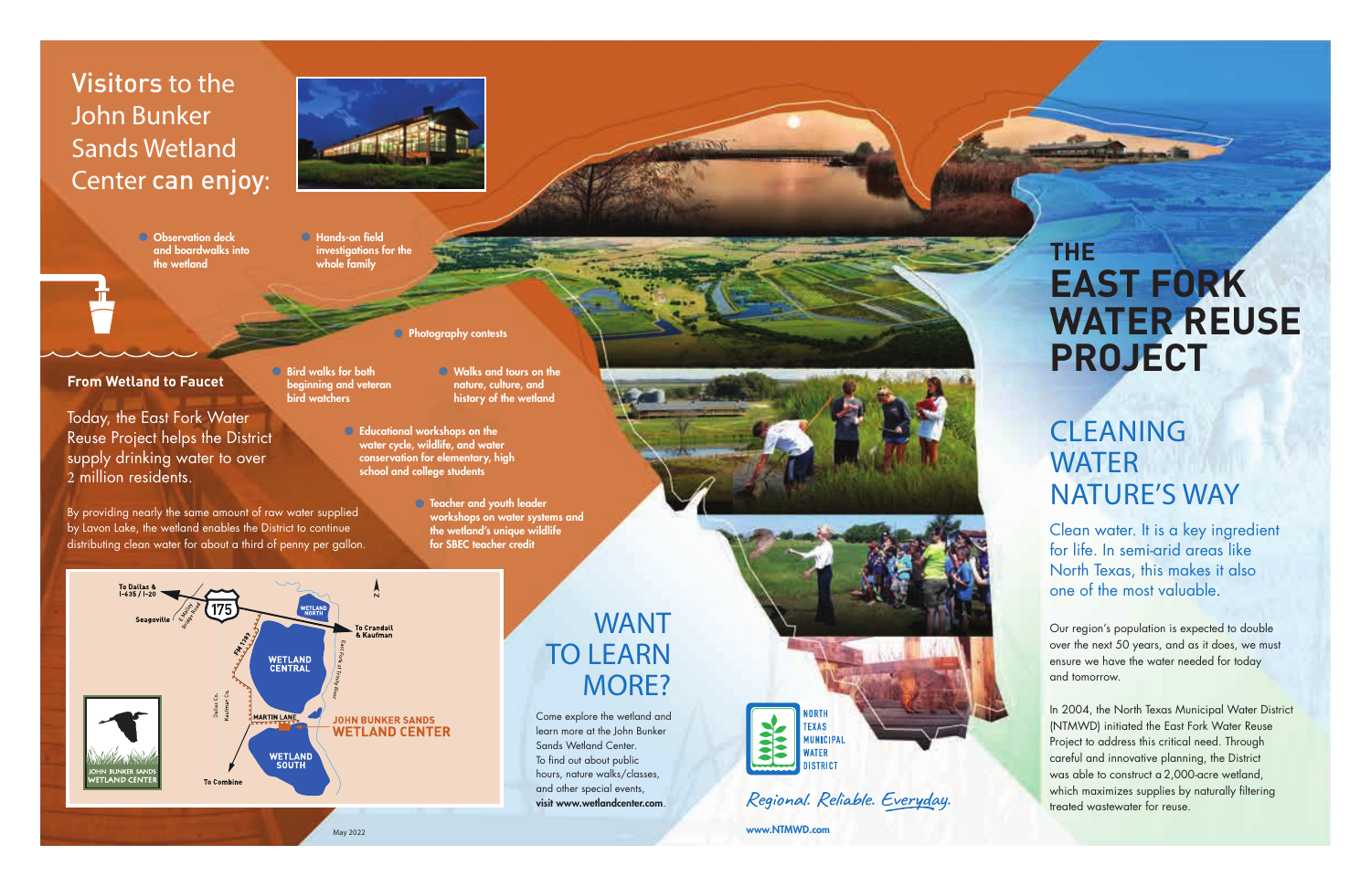# Visitors to the John Bunker Sands Wetland Center can enjoy:

- Observation deck and boardwalks into the wetland
- Hands-on field investigations for the whole family
- Photography contests
- Bird walks for both beginning and veteran bird watchers
- Walks and tours on the nature, culture, and history of the wetland
- Educational workshops on the water cycle, wildlife, and water conservation for elementary, high school and college students
- Teacher and youth leader workshops on water systems and the wetland's unique wildlife for SBEC teacher credit

## From Wetland to Faucet

Today, the East Fork Water Reuse Project helps the District supply drinking water to over 2 million residents.

By providing nearly the same amount of raw water supplied by Lavon Lake, the wetland enables the District to continue distributing clean water for about a third of penny per gallon.

To Dallas & I-635 / I-20
Seagoville
E. Malloy Bridge Road
175
FM 1389
Dallas Co.
Kaufman Co.
WETLAND NORTH
WETLAND CENTRAL
WETLAND SOUTH
MARTIN LANE
East Fork of Trinity River
To Crandall & Kaufman
To Combine
N
JOHN BUNKER SANDS WETLAND CENTER

JOHN BUNKER SANDS WETLAND CENTER

## WANT TO LEARN MORE?

Come explore the wetland and learn more at the John Bunker Sands Wetland Center. To find out about public hours, nature walks/classes, and other special events, **visit www.wetlandcenter.com**.

May 2022

NORTH TEXAS MUNICIPAL WATER DISTRICT

*Regional. Reliable. Everyday.*

**www.NTMWD.com**

# THE EAST FORK WATER REUSE PROJECT

## CLEANING WATER NATURE'S WAY

Clean water. It is a key ingredient for life. In semi-arid areas like North Texas, this makes it also one of the most valuable.

Our region's population is expected to double over the next 50 years, and as it does, we must ensure we have the water needed for today and tomorrow.

In 2004, the North Texas Municipal Water District (NTMWD) initiated the East Fork Water Reuse Project to address this critical need. Through careful and innovative planning, the District was able to construct a 2,000-acre wetland, which maximizes supplies by naturally filtering treated wastewater for reuse.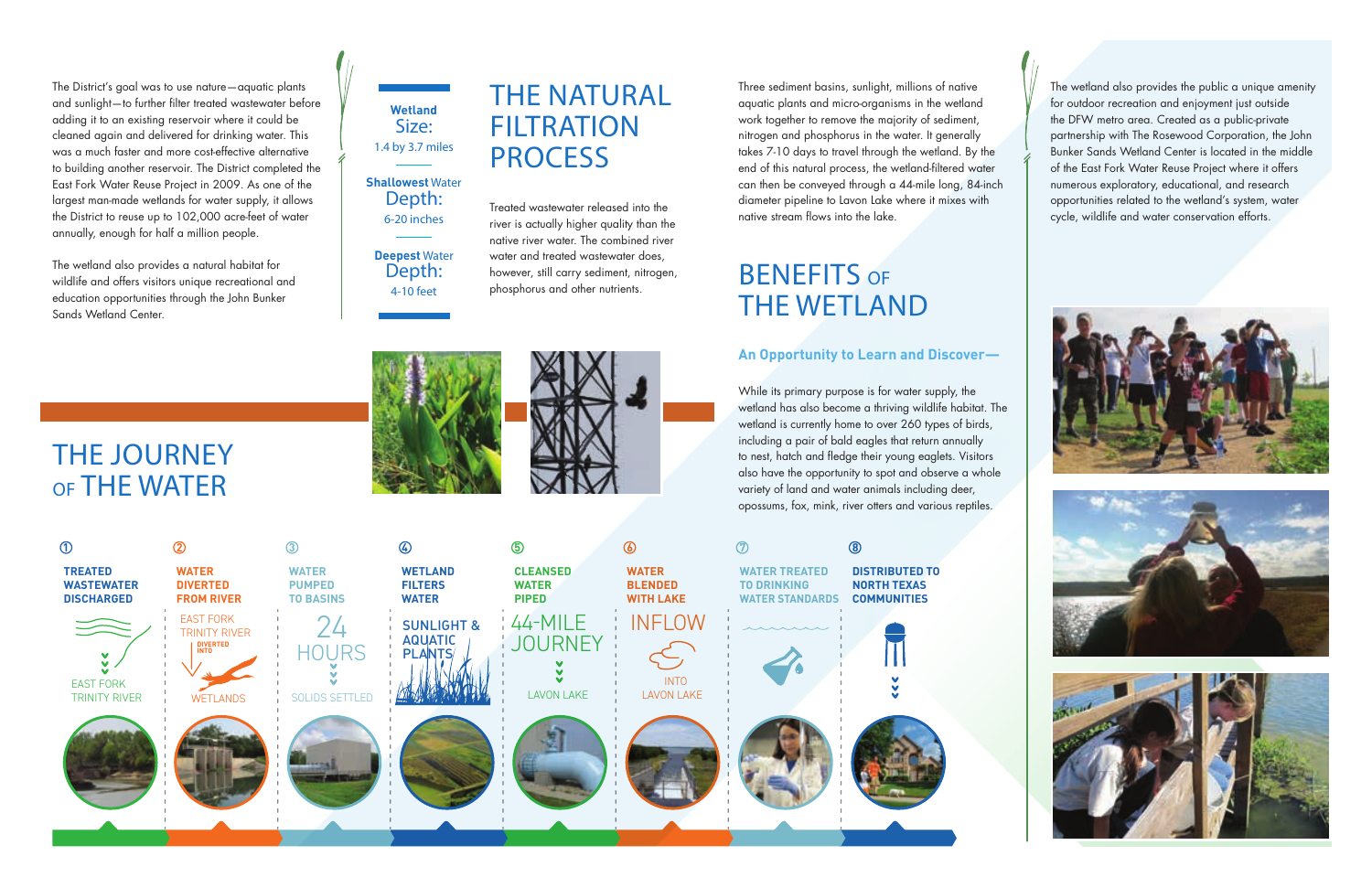The District's goal was to use nature—aquatic plants and sunlight—to further filter treated wastewater before adding it to an existing reservoir where it could be cleaned again and delivered for drinking water. This was a much faster and more cost-effective alternative to building another reservoir. The District completed the East Fork Water Reuse Project in 2009. As one of the largest man-made wetlands for water supply, it allows the District to reuse up to 102,000 acre-feet of water annually, enough for half a million people.

The wetland also provides a natural habitat for wildlife and offers visitors unique recreational and education opportunities through the John Bunker Sands Wetland Center.

**Wetland**
Size:
1.4 by 3.7 miles

**Shallowest** Water
Depth:
6-20 inches

**Deepest** Water
Depth:
4-10 feet

# THE NATURAL FILTRATION PROCESS

Treated wastewater released into the river is actually higher quality than the native river water. The combined river water and treated wastewater does, however, still carry sediment, nitrogen, phosphorus and other nutrients.

Three sediment basins, sunlight, millions of native aquatic plants and micro-organisms in the wetland work together to remove the majority of sediment, nitrogen and phosphorus in the water. It generally takes 7-10 days to travel through the wetland. By the end of this natural process, the wetland-filtered water can then be conveyed through a 44-mile long, 84-inch diameter pipeline to Lavon Lake where it mixes with native stream flows into the lake.

# BENEFITS OF THE WETLAND

### An Opportunity to Learn and Discover—

While its primary purpose is for water supply, the wetland has also become a thriving wildlife habitat. The wetland is currently home to over 260 types of birds, including a pair of bald eagles that return annually to nest, hatch and fledge their young eaglets. Visitors also have the opportunity to spot and observe a whole variety of land and water animals including deer, opossums, fox, mink, river otters and various reptiles.

The wetland also provides the public a unique amenity for outdoor recreation and enjoyment just outside the DFW metro area. Created as a public-private partnership with The Rosewood Corporation, the John Bunker Sands Wetland Center is located in the middle of the East Fork Water Reuse Project where it offers numerous exploratory, educational, and research opportunities related to the wetland's system, water cycle, wildlife and water conservation efforts.

# THE JOURNEY OF THE WATER

① **TREATED WASTEWATER DISCHARGED**
EAST FORK TRINITY RIVER

② **WATER DIVERTED FROM RIVER**
EAST FORK TRINITY RIVER
DIVERTED INTO
WETLANDS

③ **WATER PUMPED TO BASINS**
24 HOURS
SOLIDS SETTLED

④ **WETLAND FILTERS WATER**
SUNLIGHT & AQUATIC PLANTS

⑤ **CLEANSED WATER PIPED**
44-MILE JOURNEY
LAVON LAKE

⑥ **WATER BLENDED WITH LAKE**
INFLOW
INTO LAVON LAKE

⑦ **WATER TREATED TO DRINKING WATER STANDARDS**

⑧ **DISTRIBUTED TO NORTH TEXAS COMMUNITIES**